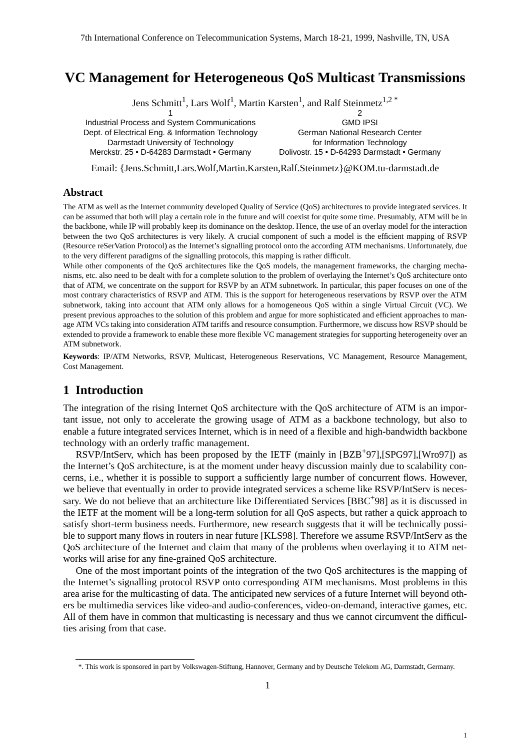# VC Management for Heterogeneous QoS Multicast Transmissions

Jens Schmitt[1], Lars Wolf[1], Martin Karsten[1], and Ralf Steinmetz[1,2 *]

1
Industrial Process and System Communications
Dept. of Electrical Eng. & Information Technology
Darmstadt University of Technology
Merckstr. 25 • D-64283 Darmstadt • Germany

2
GMD IPSI
German National Research Center
for Information Technology
Dolivostr. 15 • D-64293 Darmstadt • Germany

Email: {Jens.Schmitt,Lars.Wolf,Martin.Karsten,Ralf.Steinmetz}@KOM.tu-darmstadt.de

## Abstract

The ATM as well as the Internet community developed Quality of Service (QoS) architectures to provide integrated services. It can be assumed that both will play a certain role in the future and will coexist for quite some time. Presumably, ATM will be in the backbone, while IP will probably keep its dominance on the desktop. Hence, the use of an overlay model for the interaction between the two QoS architectures is very likely. A crucial component of such a model is the efficient mapping of RSVP (Resource reSerVation Protocol) as the Internet's signalling protocol onto the according ATM mechanisms. Unfortunately, due to the very different paradigms of the signalling protocols, this mapping is rather difficult.

While other components of the QoS architectures like the QoS models, the management frameworks, the charging mechanisms, etc. also need to be dealt with for a complete solution to the problem of overlaying the Internet's QoS architecture onto that of ATM, we concentrate on the support for RSVP by an ATM subnetwork. In particular, this paper focuses on one of the most contrary characteristics of RSVP and ATM. This is the support for heterogeneous reservations by RSVP over the ATM subnetwork, taking into account that ATM only allows for a homogeneous QoS within a single Virtual Circuit (VC). We present previous approaches to the solution of this problem and argue for more sophisticated and efficient approaches to manage ATM VCs taking into consideration ATM tariffs and resource consumption. Furthermore, we discuss how RSVP should be extended to provide a framework to enable these more flexible VC management strategies for supporting heterogeneity over an ATM subnetwork.

**Keywords**: IP/ATM Networks, RSVP, Multicast, Heterogeneous Reservations, VC Management, Resource Management, Cost Management.

## 1 Introduction

The integration of the rising Internet QoS architecture with the QoS architecture of ATM is an important issue, not only to accelerate the growing usage of ATM as a backbone technology, but also to enable a future integrated services Internet, which is in need of a flexible and high-bandwidth backbone technology with an orderly traffic management.

RSVP/IntServ, which has been proposed by the IETF (mainly in [BZB+97],[SPG97],[Wro97]) as the Internet's QoS architecture, is at the moment under heavy discussion mainly due to scalability concerns, i.e., whether it is possible to support a sufficiently large number of concurrent flows. However, we believe that eventually in order to provide integrated services a scheme like RSVP/IntServ is necessary. We do not believe that an architecture like Differentiated Services [BBC+98] as it is discussed in the IETF at the moment will be a long-term solution for all QoS aspects, but rather a quick approach to satisfy short-term business needs. Furthermore, new research suggests that it will be technically possible to support many flows in routers in near future [KLS98]. Therefore we assume RSVP/IntServ as the QoS architecture of the Internet and claim that many of the problems when overlaying it to ATM networks will arise for any fine-grained QoS architecture.

One of the most important points of the integration of the two QoS architectures is the mapping of the Internet's signalling protocol RSVP onto corresponding ATM mechanisms. Most problems in this area arise for the multicasting of data. The anticipated new services of a future Internet will beyond others be multimedia services like video-and audio-conferences, video-on-demand, interactive games, etc. All of them have in common that multicasting is necessary and thus we cannot circumvent the difficulties arising from that case.

*. This work is sponsored in part by Volkswagen-Stiftung, Hannover, Germany and by Deutsche Telekom AG, Darmstadt, Germany.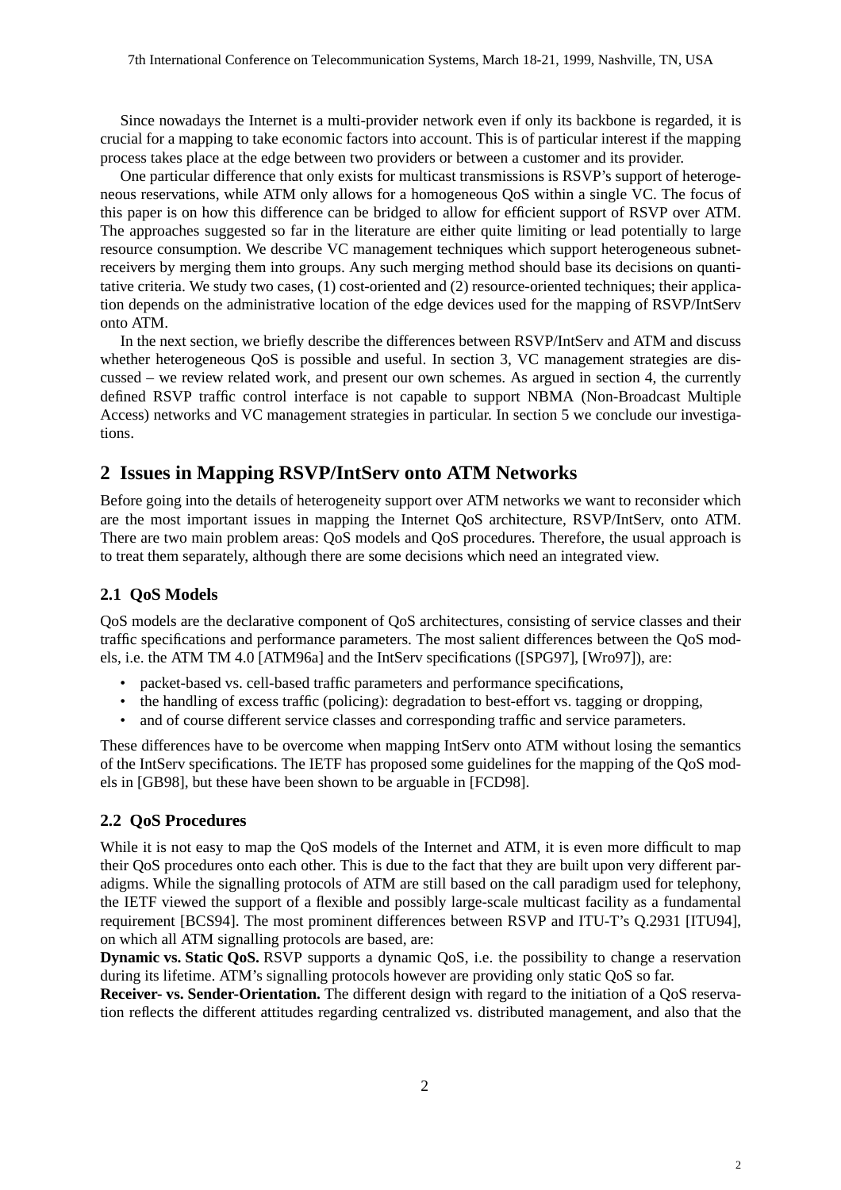Since nowadays the Internet is a multi-provider network even if only its backbone is regarded, it is crucial for a mapping to take economic factors into account. This is of particular interest if the mapping process takes place at the edge between two providers or between a customer and its provider.

One particular difference that only exists for multicast transmissions is RSVP's support of heterogeneous reservations, while ATM only allows for a homogeneous QoS within a single VC. The focus of this paper is on how this difference can be bridged to allow for efficient support of RSVP over ATM. The approaches suggested so far in the literature are either quite limiting or lead potentially to large resource consumption. We describe VC management techniques which support heterogeneous subnet-receivers by merging them into groups. Any such merging method should base its decisions on quantitative criteria. We study two cases, (1) cost-oriented and (2) resource-oriented techniques; their application depends on the administrative location of the edge devices used for the mapping of RSVP/IntServ onto ATM.

In the next section, we briefly describe the differences between RSVP/IntServ and ATM and discuss whether heterogeneous QoS is possible and useful. In section 3, VC management strategies are discussed – we review related work, and present our own schemes. As argued in section 4, the currently defined RSVP traffic control interface is not capable to support NBMA (Non-Broadcast Multiple Access) networks and VC management strategies in particular. In section 5 we conclude our investigations.

## 2 Issues in Mapping RSVP/IntServ onto ATM Networks

Before going into the details of heterogeneity support over ATM networks we want to reconsider which are the most important issues in mapping the Internet QoS architecture, RSVP/IntServ, onto ATM. There are two main problem areas: QoS models and QoS procedures. Therefore, the usual approach is to treat them separately, although there are some decisions which need an integrated view.

### 2.1 QoS Models

QoS models are the declarative component of QoS architectures, consisting of service classes and their traffic specifications and performance parameters. The most salient differences between the QoS models, i.e. the ATM TM 4.0 [ATM96a] and the IntServ specifications ([SPG97], [Wro97]), are:

- packet-based vs. cell-based traffic parameters and performance specifications,
- the handling of excess traffic (policing): degradation to best-effort vs. tagging or dropping,
- and of course different service classes and corresponding traffic and service parameters.

These differences have to be overcome when mapping IntServ onto ATM without losing the semantics of the IntServ specifications. The IETF has proposed some guidelines for the mapping of the QoS models in [GB98], but these have been shown to be arguable in [FCD98].

### 2.2 QoS Procedures

While it is not easy to map the QoS models of the Internet and ATM, it is even more difficult to map their QoS procedures onto each other. This is due to the fact that they are built upon very different paradigms. While the signalling protocols of ATM are still based on the call paradigm used for telephony, the IETF viewed the support of a flexible and possibly large-scale multicast facility as a fundamental requirement [BCS94]. The most prominent differences between RSVP and ITU-T's Q.2931 [ITU94], on which all ATM signalling protocols are based, are:

**Dynamic vs. Static QoS.** RSVP supports a dynamic QoS, i.e. the possibility to change a reservation during its lifetime. ATM's signalling protocols however are providing only static QoS so far.

**Receiver- vs. Sender-Orientation.** The different design with regard to the initiation of a QoS reservation reflects the different attitudes regarding centralized vs. distributed management, and also that the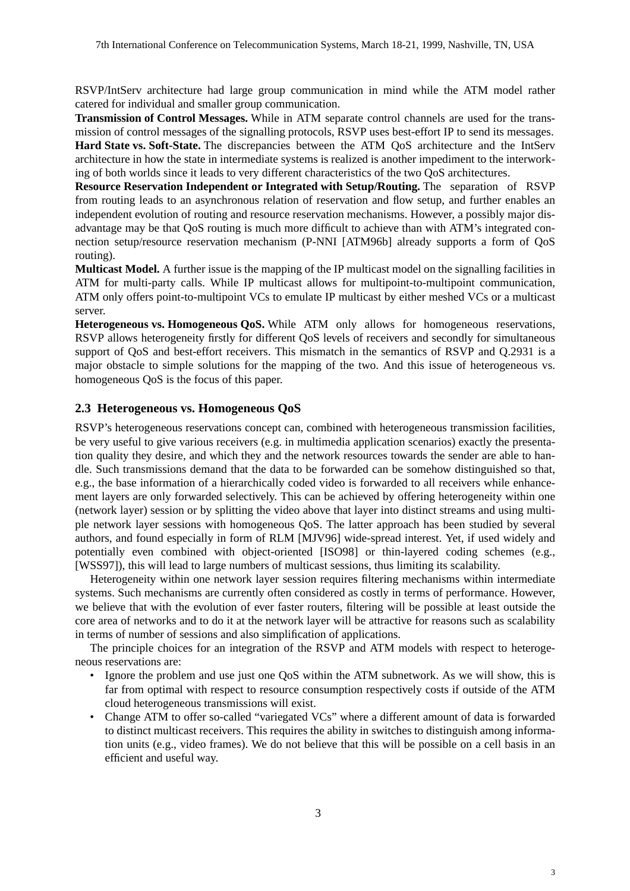RSVP/IntServ architecture had large group communication in mind while the ATM model rather catered for individual and smaller group communication.

**Transmission of Control Messages.** While in ATM separate control channels are used for the transmission of control messages of the signalling protocols, RSVP uses best-effort IP to send its messages.

**Hard State vs. Soft-State.** The discrepancies between the ATM QoS architecture and the IntServ architecture in how the state in intermediate systems is realized is another impediment to the interworking of both worlds since it leads to very different characteristics of the two QoS architectures.

**Resource Reservation Independent or Integrated with Setup/Routing.** The separation of RSVP from routing leads to an asynchronous relation of reservation and flow setup, and further enables an independent evolution of routing and resource reservation mechanisms. However, a possibly major disadvantage may be that QoS routing is much more difficult to achieve than with ATM's integrated connection setup/resource reservation mechanism (P-NNI [ATM96b] already supports a form of QoS routing).

**Multicast Model.** A further issue is the mapping of the IP multicast model on the signalling facilities in ATM for multi-party calls. While IP multicast allows for multipoint-to-multipoint communication, ATM only offers point-to-multipoint VCs to emulate IP multicast by either meshed VCs or a multicast server.

**Heterogeneous vs. Homogeneous QoS.** While ATM only allows for homogeneous reservations, RSVP allows heterogeneity firstly for different QoS levels of receivers and secondly for simultaneous support of QoS and best-effort receivers. This mismatch in the semantics of RSVP and Q.2931 is a major obstacle to simple solutions for the mapping of the two. And this issue of heterogeneous vs. homogeneous QoS is the focus of this paper.

## 2.3 Heterogeneous vs. Homogeneous QoS

RSVP's heterogeneous reservations concept can, combined with heterogeneous transmission facilities, be very useful to give various receivers (e.g. in multimedia application scenarios) exactly the presentation quality they desire, and which they and the network resources towards the sender are able to handle. Such transmissions demand that the data to be forwarded can be somehow distinguished so that, e.g., the base information of a hierarchically coded video is forwarded to all receivers while enhancement layers are only forwarded selectively. This can be achieved by offering heterogeneity within one (network layer) session or by splitting the video above that layer into distinct streams and using multiple network layer sessions with homogeneous QoS. The latter approach has been studied by several authors, and found especially in form of RLM [MJV96] wide-spread interest. Yet, if used widely and potentially even combined with object-oriented [ISO98] or thin-layered coding schemes (e.g., [WSS97]), this will lead to large numbers of multicast sessions, thus limiting its scalability.

Heterogeneity within one network layer session requires filtering mechanisms within intermediate systems. Such mechanisms are currently often considered as costly in terms of performance. However, we believe that with the evolution of ever faster routers, filtering will be possible at least outside the core area of networks and to do it at the network layer will be attractive for reasons such as scalability in terms of number of sessions and also simplification of applications.

The principle choices for an integration of the RSVP and ATM models with respect to heterogeneous reservations are:

- Ignore the problem and use just one QoS within the ATM subnetwork. As we will show, this is far from optimal with respect to resource consumption respectively costs if outside of the ATM cloud heterogeneous transmissions will exist.
- Change ATM to offer so-called "variegated VCs" where a different amount of data is forwarded to distinct multicast receivers. This requires the ability in switches to distinguish among information units (e.g., video frames). We do not believe that this will be possible on a cell basis in an efficient and useful way.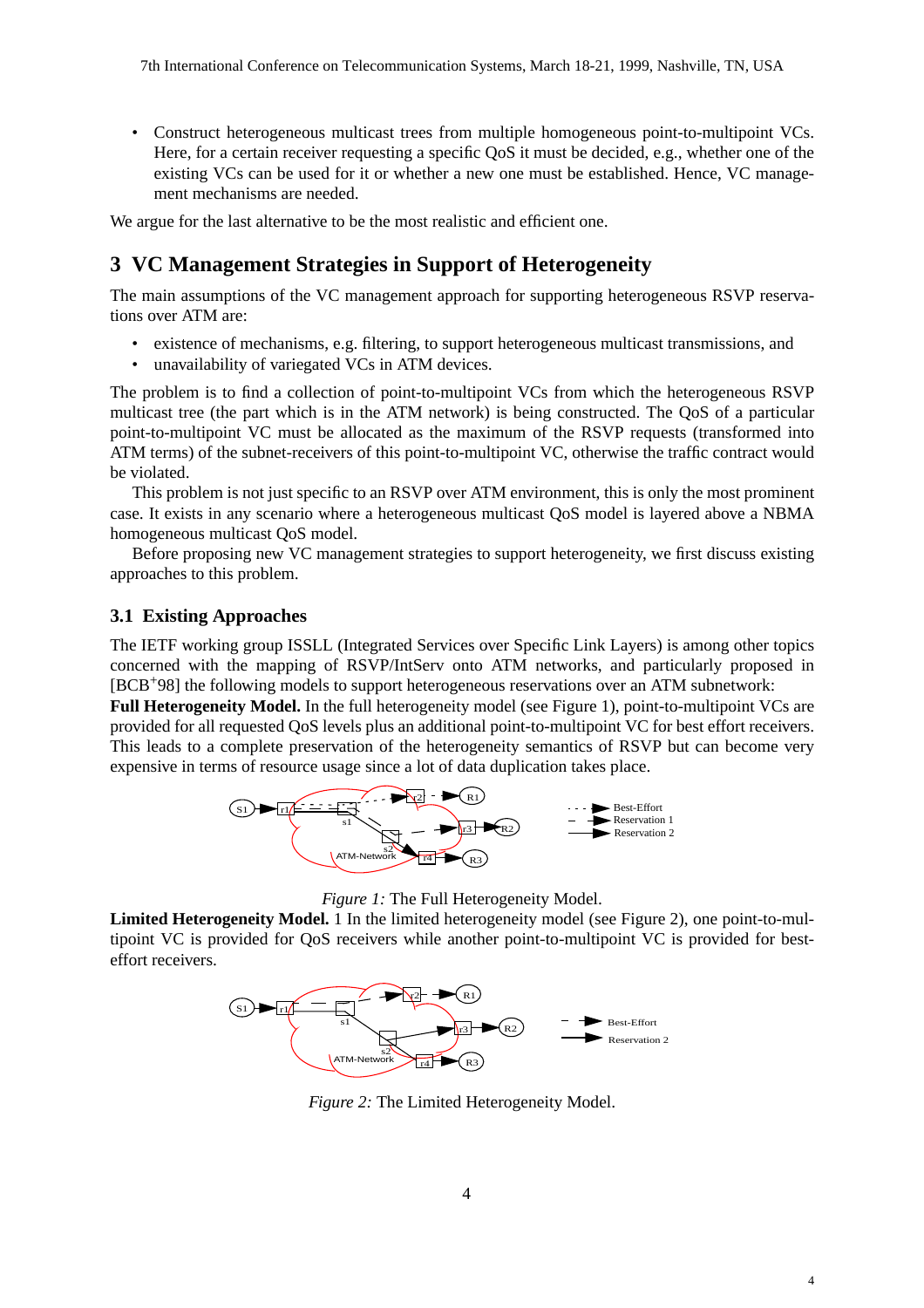- Construct heterogeneous multicast trees from multiple homogeneous point-to-multipoint VCs. Here, for a certain receiver requesting a specific QoS it must be decided, e.g., whether one of the existing VCs can be used for it or whether a new one must be established. Hence, VC management mechanisms are needed.

We argue for the last alternative to be the most realistic and efficient one.

## 3 VC Management Strategies in Support of Heterogeneity

The main assumptions of the VC management approach for supporting heterogeneous RSVP reservations over ATM are:

- existence of mechanisms, e.g. filtering, to support heterogeneous multicast transmissions, and
- unavailability of variegated VCs in ATM devices.

The problem is to find a collection of point-to-multipoint VCs from which the heterogeneous RSVP multicast tree (the part which is in the ATM network) is being constructed. The QoS of a particular point-to-multipoint VC must be allocated as the maximum of the RSVP requests (transformed into ATM terms) of the subnet-receivers of this point-to-multipoint VC, otherwise the traffic contract would be violated.

This problem is not just specific to an RSVP over ATM environment, this is only the most prominent case. It exists in any scenario where a heterogeneous multicast QoS model is layered above a NBMA homogeneous multicast QoS model.

Before proposing new VC management strategies to support heterogeneity, we first discuss existing approaches to this problem.

### 3.1 Existing Approaches

The IETF working group ISSLL (Integrated Services over Specific Link Layers) is among other topics concerned with the mapping of RSVP/IntServ onto ATM networks, and particularly proposed in [BCB+98] the following models to support heterogeneous reservations over an ATM subnetwork:

**Full Heterogeneity Model.** In the full heterogeneity model (see Figure 1), point-to-multipoint VCs are provided for all requested QoS levels plus an additional point-to-multipoint VC for best effort receivers. This leads to a complete preservation of the heterogeneity semantics of RSVP but can become very expensive in terms of resource usage since a lot of data duplication takes place.

*Figure 1:* The Full Heterogeneity Model.

**Limited Heterogeneity Model.** 1 In the limited heterogeneity model (see Figure 2), one point-to-multipoint VC is provided for QoS receivers while another point-to-multipoint VC is provided for best-effort receivers.

*Figure 2:* The Limited Heterogeneity Model.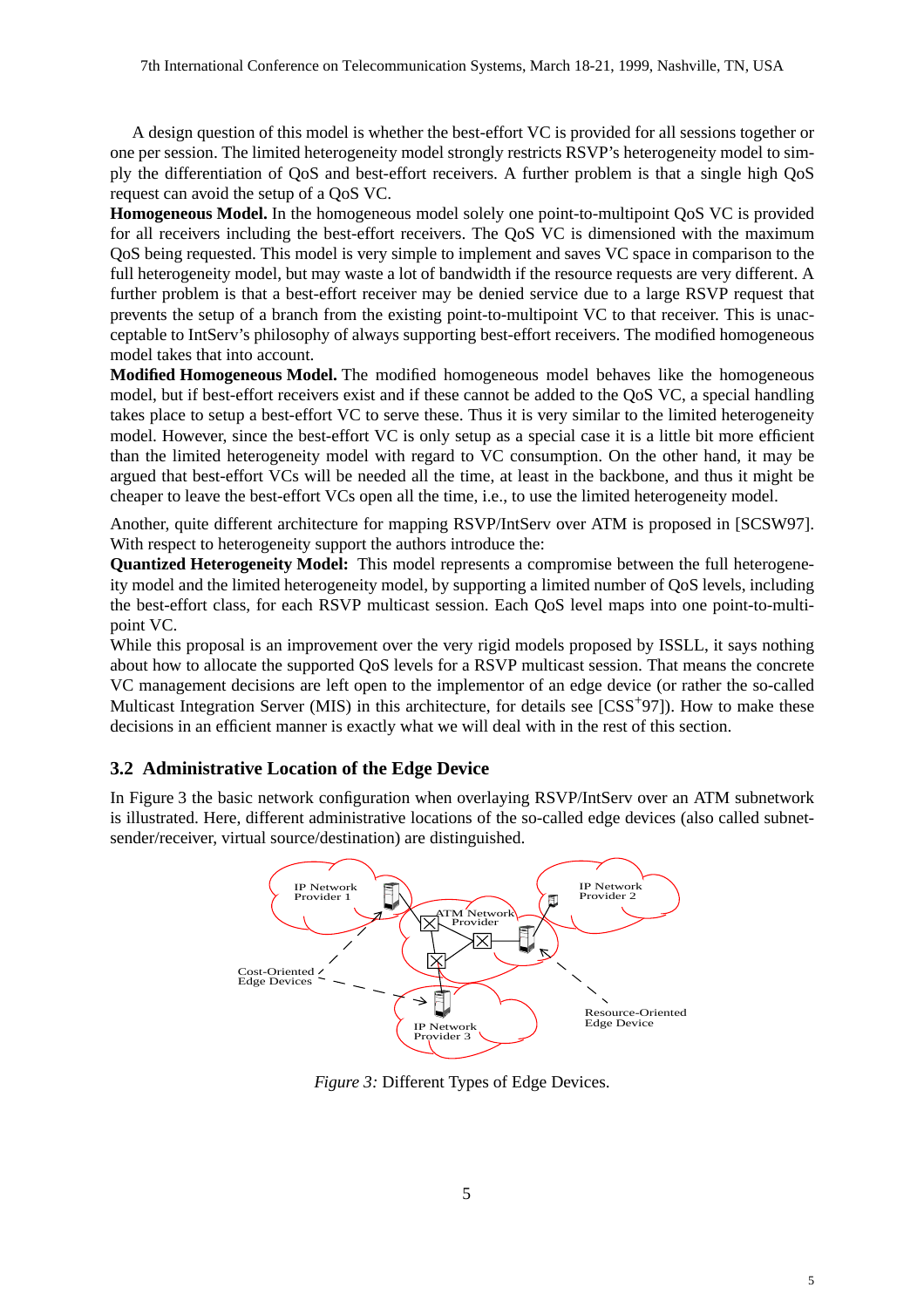A design question of this model is whether the best-effort VC is provided for all sessions together or one per session. The limited heterogeneity model strongly restricts RSVP's heterogeneity model to simply the differentiation of QoS and best-effort receivers. A further problem is that a single high QoS request can avoid the setup of a QoS VC.

**Homogeneous Model.** In the homogeneous model solely one point-to-multipoint QoS VC is provided for all receivers including the best-effort receivers. The QoS VC is dimensioned with the maximum QoS being requested. This model is very simple to implement and saves VC space in comparison to the full heterogeneity model, but may waste a lot of bandwidth if the resource requests are very different. A further problem is that a best-effort receiver may be denied service due to a large RSVP request that prevents the setup of a branch from the existing point-to-multipoint VC to that receiver. This is unacceptable to IntServ's philosophy of always supporting best-effort receivers. The modified homogeneous model takes that into account.

**Modified Homogeneous Model.** The modified homogeneous model behaves like the homogeneous model, but if best-effort receivers exist and if these cannot be added to the QoS VC, a special handling takes place to setup a best-effort VC to serve these. Thus it is very similar to the limited heterogeneity model. However, since the best-effort VC is only setup as a special case it is a little bit more efficient than the limited heterogeneity model with regard to VC consumption. On the other hand, it may be argued that best-effort VCs will be needed all the time, at least in the backbone, and thus it might be cheaper to leave the best-effort VCs open all the time, i.e., to use the limited heterogeneity model.

Another, quite different architecture for mapping RSVP/IntServ over ATM is proposed in [SCSW97]. With respect to heterogeneity support the authors introduce the:

**Quantized Heterogeneity Model:** This model represents a compromise between the full heterogeneity model and the limited heterogeneity model, by supporting a limited number of QoS levels, including the best-effort class, for each RSVP multicast session. Each QoS level maps into one point-to-multipoint VC.

While this proposal is an improvement over the very rigid models proposed by ISSLL, it says nothing about how to allocate the supported QoS levels for a RSVP multicast session. That means the concrete VC management decisions are left open to the implementor of an edge device (or rather the so-called Multicast Integration Server (MIS) in this architecture, for details see [CSS+97]). How to make these decisions in an efficient manner is exactly what we will deal with in the rest of this section.

## 3.2 Administrative Location of the Edge Device

In Figure 3 the basic network configuration when overlaying RSVP/IntServ over an ATM subnetwork is illustrated. Here, different administrative locations of the so-called edge devices (also called subnet-sender/receiver, virtual source/destination) are distinguished.

*Figure 3:* Different Types of Edge Devices.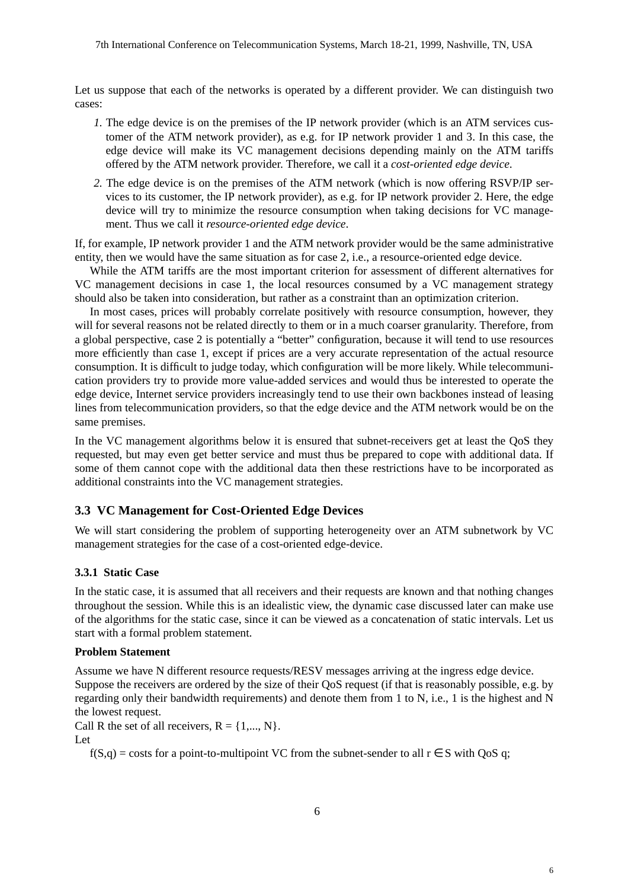Let us suppose that each of the networks is operated by a different provider. We can distinguish two cases:

1. The edge device is on the premises of the IP network provider (which is an ATM services customer of the ATM network provider), as e.g. for IP network provider 1 and 3. In this case, the edge device will make its VC management decisions depending mainly on the ATM tariffs offered by the ATM network provider. Therefore, we call it a *cost-oriented edge device*.
2. The edge device is on the premises of the ATM network (which is now offering RSVP/IP services to its customer, the IP network provider), as e.g. for IP network provider 2. Here, the edge device will try to minimize the resource consumption when taking decisions for VC management. Thus we call it *resource-oriented edge device*.

If, for example, IP network provider 1 and the ATM network provider would be the same administrative entity, then we would have the same situation as for case 2, i.e., a resource-oriented edge device.

While the ATM tariffs are the most important criterion for assessment of different alternatives for VC management decisions in case 1, the local resources consumed by a VC management strategy should also be taken into consideration, but rather as a constraint than an optimization criterion.

In most cases, prices will probably correlate positively with resource consumption, however, they will for several reasons not be related directly to them or in a much coarser granularity. Therefore, from a global perspective, case 2 is potentially a "better" configuration, because it will tend to use resources more efficiently than case 1, except if prices are a very accurate representation of the actual resource consumption. It is difficult to judge today, which configuration will be more likely. While telecommunication providers try to provide more value-added services and would thus be interested to operate the edge device, Internet service providers increasingly tend to use their own backbones instead of leasing lines from telecommunication providers, so that the edge device and the ATM network would be on the same premises.

In the VC management algorithms below it is ensured that subnet-receivers get at least the QoS they requested, but may even get better service and must thus be prepared to cope with additional data. If some of them cannot cope with the additional data then these restrictions have to be incorporated as additional constraints into the VC management strategies.

### 3.3 VC Management for Cost-Oriented Edge Devices

We will start considering the problem of supporting heterogeneity over an ATM subnetwork by VC management strategies for the case of a cost-oriented edge-device.

#### 3.3.1 Static Case

In the static case, it is assumed that all receivers and their requests are known and that nothing changes throughout the session. While this is an idealistic view, the dynamic case discussed later can make use of the algorithms for the static case, since it can be viewed as a concatenation of static intervals. Let us start with a formal problem statement.

**Problem Statement**

Assume we have N different resource requests/RESV messages arriving at the ingress edge device. Suppose the receivers are ordered by the size of their QoS request (if that is reasonably possible, e.g. by regarding only their bandwidth requirements) and denote them from 1 to N, i.e., 1 is the highest and N the lowest request.

Call R the set of all receivers, $R = \{1,..., N\}$.

Let

$f(S,q)$ = costs for a point-to-multipoint VC from the subnet-sender to all $r \in S$ with QoS q;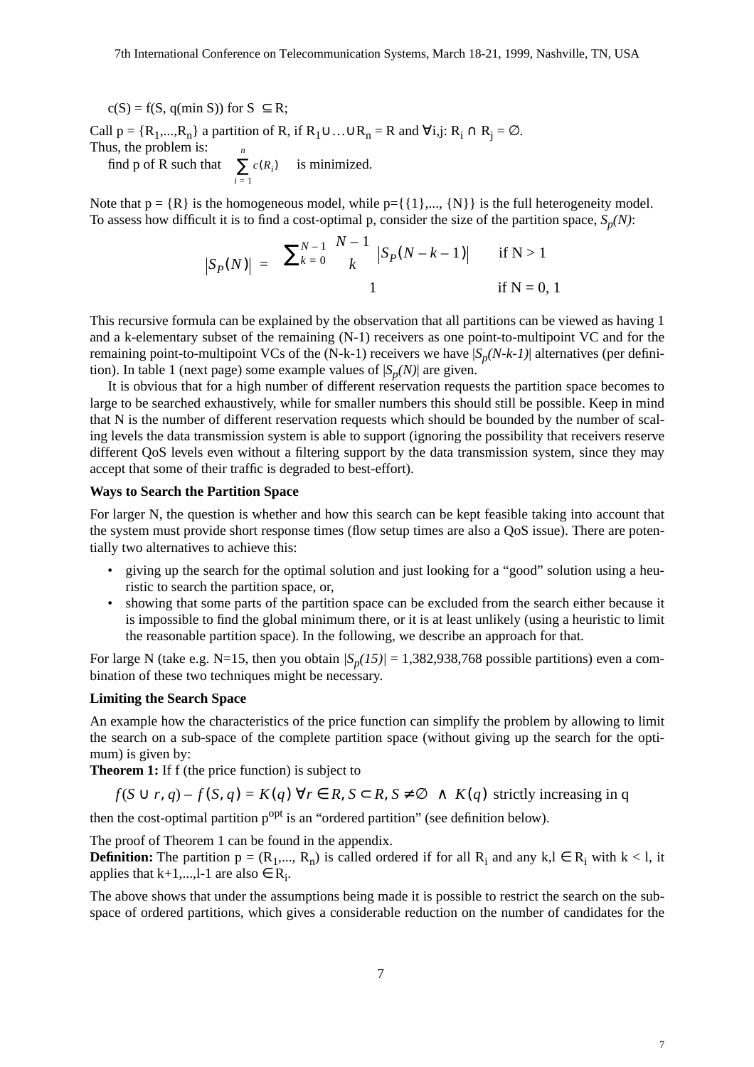$c(S) = f(S, q(\min S))$ for $S \subseteq R$;

Call $p = \{R_1,...,R_n\}$ a partition of R, if $R_1 \cup ... \cup R_n = R$ and $\forall i,j$: $R_i \cap R_j = \emptyset$.
Thus, the problem is:

find p of R such that $\sum_{i=1}^{n} c(R_i)$ is minimized.

Note that $p = \{R\}$ is the homogeneous model, while $p=\{\{1\},..., \{N\}\}$ is the full heterogeneity model. To assess how difficult it is to find a cost-optimal p, consider the size of the partition space, $S_p(N)$:

$$|S_P(N)| = \begin{cases} \sum_{k=0}^{N-1} \binom{N-1}{k} |S_P(N-k-1)| & \text{if N > 1} \\ 1 & \text{if N = 0, 1} \end{cases}$$

This recursive formula can be explained by the observation that all partitions can be viewed as having 1 and a k-elementary subset of the remaining (N-1) receivers as one point-to-multipoint VC and for the remaining point-to-multipoint VCs of the (N-k-1) receivers we have $|S_p(N-k-1)|$ alternatives (per definition). In table 1 (next page) some example values of $|S_p(N)|$ are given.

It is obvious that for a high number of different reservation requests the partition space becomes to large to be searched exhaustively, while for smaller numbers this should still be possible. Keep in mind that N is the number of different reservation requests which should be bounded by the number of scaling levels the data transmission system is able to support (ignoring the possibility that receivers reserve different QoS levels even without a filtering support by the data transmission system, since they may accept that some of their traffic is degraded to best-effort).

**Ways to Search the Partition Space**

For larger N, the question is whether and how this search can be kept feasible taking into account that the system must provide short response times (flow setup times are also a QoS issue). There are potentially two alternatives to achieve this:

- giving up the search for the optimal solution and just looking for a "good" solution using a heuristic to search the partition space, or,
- showing that some parts of the partition space can be excluded from the search either because it is impossible to find the global minimum there, or it is at least unlikely (using a heuristic to limit the reasonable partition space). In the following, we describe an approach for that.

For large N (take e.g. N=15, then you obtain $|S_p(15)|$ = 1,382,938,768 possible partitions) even a combination of these two techniques might be necessary.

**Limiting the Search Space**

An example how the characteristics of the price function can simplify the problem by allowing to limit the search on a sub-space of the complete partition space (without giving up the search for the optimum) is given by:

**Theorem 1:** If f (the price function) is subject to

$$f(S \cup r, q) - f(S, q) = K(q)\ \forall r \in R, S \subset R, S \neq \emptyset \ \wedge\ K(q) \text{ strictly increasing in q}$$

then the cost-optimal partition $p^{opt}$ is an "ordered partition" (see definition below).

The proof of Theorem 1 can be found in the appendix.

**Definition:** The partition $p = (R_1,..., R_n)$ is called ordered if for all $R_i$ and any $k,l \in R_i$ with $k < l$, it applies that $k+1,...,l-1$ are also $\in R_i$.

The above shows that under the assumptions being made it is possible to restrict the search on the subspace of ordered partitions, which gives a considerable reduction on the number of candidates for the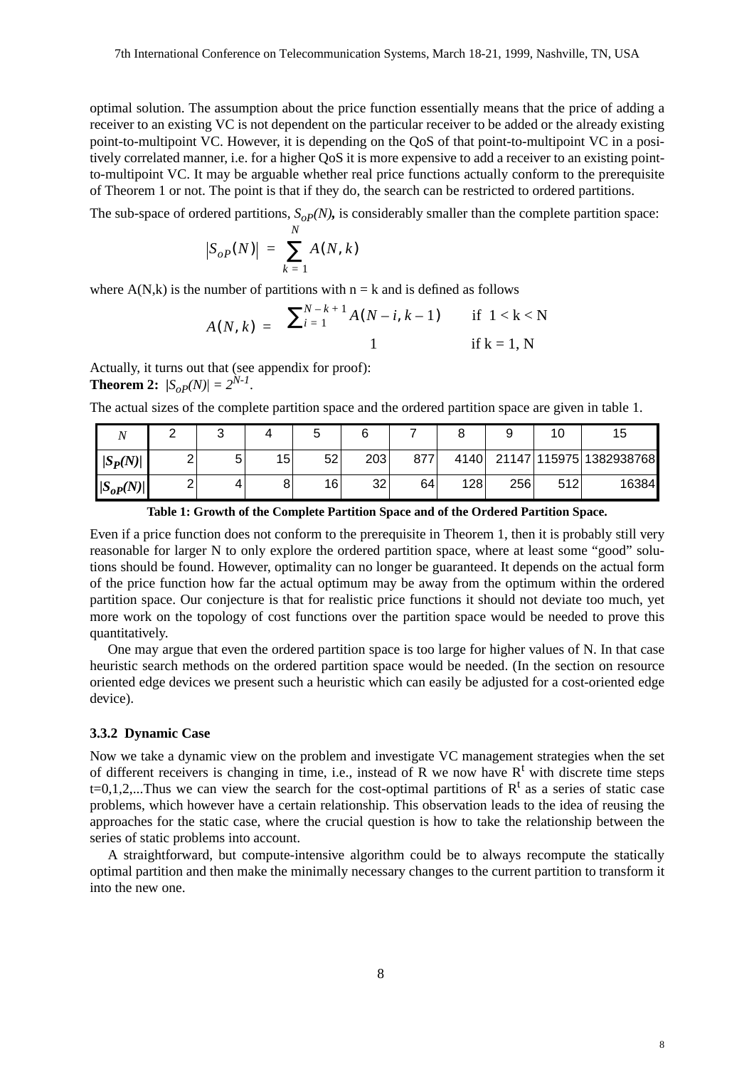optimal solution. The assumption about the price function essentially means that the price of adding a receiver to an existing VC is not dependent on the particular receiver to be added or the already existing point-to-multipoint VC. However, it is depending on the QoS of that point-to-multipoint VC in a positively correlated manner, i.e. for a higher QoS it is more expensive to add a receiver to an existing point-to-multipoint VC. It may be arguable whether real price functions actually conform to the prerequisite of Theorem 1 or not. The point is that if they do, the search can be restricted to ordered partitions.

The sub-space of ordered partitions, $S_{oP}(N)$, is considerably smaller than the complete partition space:

$$|S_{oP}(N)| = \sum_{k=1}^{N} A(N,k)$$

where A(N,k) is the number of partitions with n = k and is defined as follows

$$A(N,k) = \begin{cases} \sum_{i=1}^{N-k+1} A(N-i, k-1) & \text{if } 1 < k < N \\ 1 & \text{if } k = 1, N \end{cases}$$

Actually, it turns out that (see appendix for proof):
**Theorem 2:** $|S_{oP}(N)| = 2^{N-1}$.

The actual sizes of the complete partition space and the ordered partition space are given in table 1.

| $N$ | 2 | 3 | 4 | 5 | 6 | 7 | 8 | 9 | 10 | 15 |
|---|---|---|---|---|---|---|---|---|---|---|
| $\|S_P(N)\|$ | 2 | 5 | 15 | 52 | 203 | 877 | 4140 | 21147 | 115975 | 1382938768 |
| $\|S_{oP}(N)\|$ | 2 | 4 | 8 | 16 | 32 | 64 | 128 | 256 | 512 | 16384 |

**Table 1: Growth of the Complete Partition Space and of the Ordered Partition Space.**

Even if a price function does not conform to the prerequisite in Theorem 1, then it is probably still very reasonable for larger N to only explore the ordered partition space, where at least some "good" solutions should be found. However, optimality can no longer be guaranteed. It depends on the actual form of the price function how far the actual optimum may be away from the optimum within the ordered partition space. Our conjecture is that for realistic price functions it should not deviate too much, yet more work on the topology of cost functions over the partition space would be needed to prove this quantitatively.

One may argue that even the ordered partition space is too large for higher values of N. In that case heuristic search methods on the ordered partition space would be needed. (In the section on resource oriented edge devices we present such a heuristic which can easily be adjusted for a cost-oriented edge device).

### 3.3.2 Dynamic Case

Now we take a dynamic view on the problem and investigate VC management strategies when the set of different receivers is changing in time, i.e., instead of R we now have $R^t$ with discrete time steps t=0,1,2,...Thus we can view the search for the cost-optimal partitions of $R^t$ as a series of static case problems, which however have a certain relationship. This observation leads to the idea of reusing the approaches for the static case, where the crucial question is how to take the relationship between the series of static problems into account.

A straightforward, but compute-intensive algorithm could be to always recompute the statically optimal partition and then make the minimally necessary changes to the current partition to transform it into the new one.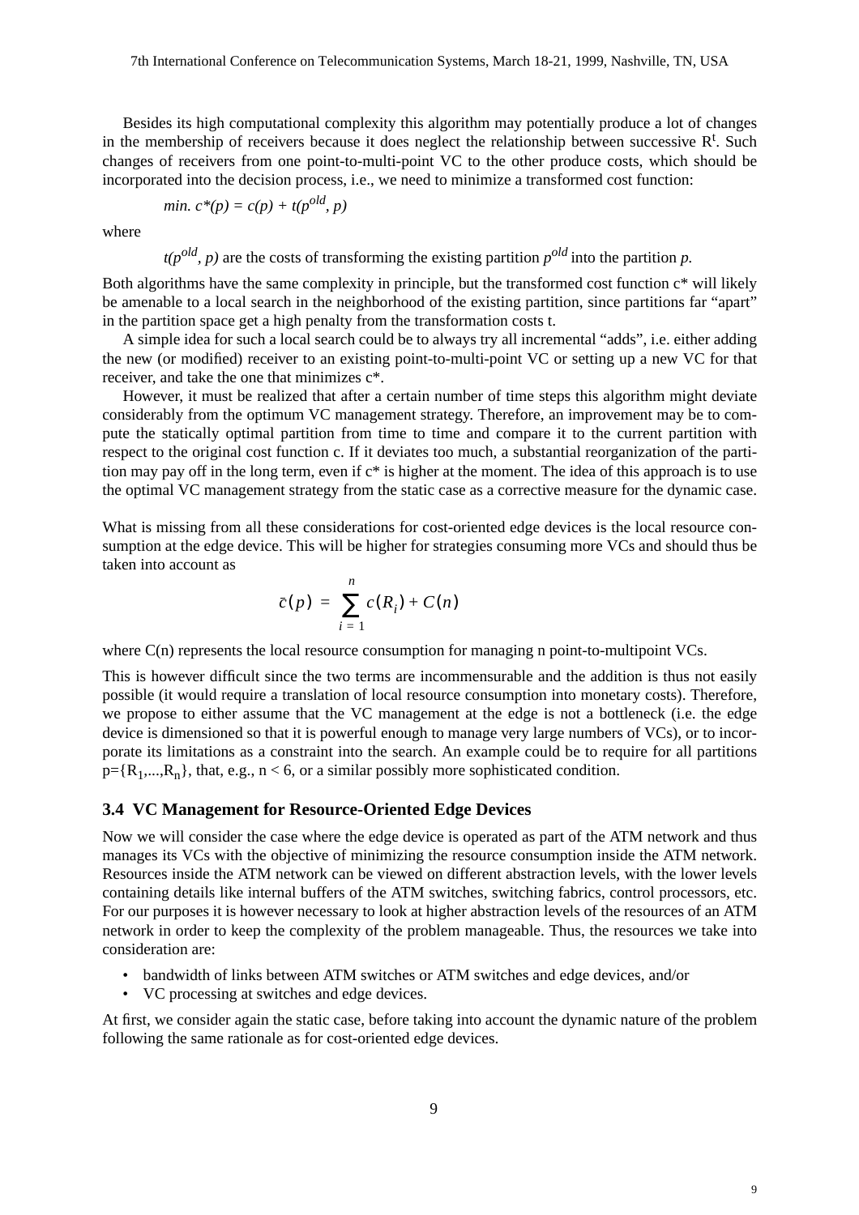Besides its high computational complexity this algorithm may potentially produce a lot of changes in the membership of receivers because it does neglect the relationship between successive $R^t$. Such changes of receivers from one point-to-multi-point VC to the other produce costs, which should be incorporated into the decision process, i.e., we need to minimize a transformed cost function:

$$\text{min. } c^*(p) = c(p) + t(p^{old}, p)$$

where

$t(p^{old}, p)$ are the costs of transforming the existing partition $p^{old}$ into the partition $p$.

Both algorithms have the same complexity in principle, but the transformed cost function c* will likely be amenable to a local search in the neighborhood of the existing partition, since partitions far "apart" in the partition space get a high penalty from the transformation costs t.

A simple idea for such a local search could be to always try all incremental "adds", i.e. either adding the new (or modified) receiver to an existing point-to-multi-point VC or setting up a new VC for that receiver, and take the one that minimizes c*.

However, it must be realized that after a certain number of time steps this algorithm might deviate considerably from the optimum VC management strategy. Therefore, an improvement may be to compute the statically optimal partition from time to time and compare it to the current partition with respect to the original cost function c. If it deviates too much, a substantial reorganization of the partition may pay off in the long term, even if c* is higher at the moment. The idea of this approach is to use the optimal VC management strategy from the static case as a corrective measure for the dynamic case.

What is missing from all these considerations for cost-oriented edge devices is the local resource consumption at the edge device. This will be higher for strategies consuming more VCs and should thus be taken into account as

$$\bar{c}(p) = \sum_{i=1}^{n} c(R_i) + C(n)$$

where C(n) represents the local resource consumption for managing n point-to-multipoint VCs.

This is however difficult since the two terms are incommensurable and the addition is thus not easily possible (it would require a translation of local resource consumption into monetary costs). Therefore, we propose to either assume that the VC management at the edge is not a bottleneck (i.e. the edge device is dimensioned so that it is powerful enough to manage very large numbers of VCs), or to incorporate its limitations as a constraint into the search. An example could be to require for all partitions $p=\{R_1,...,R_n\}$, that, e.g., $n < 6$, or a similar possibly more sophisticated condition.

### 3.4 VC Management for Resource-Oriented Edge Devices

Now we will consider the case where the edge device is operated as part of the ATM network and thus manages its VCs with the objective of minimizing the resource consumption inside the ATM network. Resources inside the ATM network can be viewed on different abstraction levels, with the lower levels containing details like internal buffers of the ATM switches, switching fabrics, control processors, etc. For our purposes it is however necessary to look at higher abstraction levels of the resources of an ATM network in order to keep the complexity of the problem manageable. Thus, the resources we take into consideration are:

- bandwidth of links between ATM switches or ATM switches and edge devices, and/or
- VC processing at switches and edge devices.

At first, we consider again the static case, before taking into account the dynamic nature of the problem following the same rationale as for cost-oriented edge devices.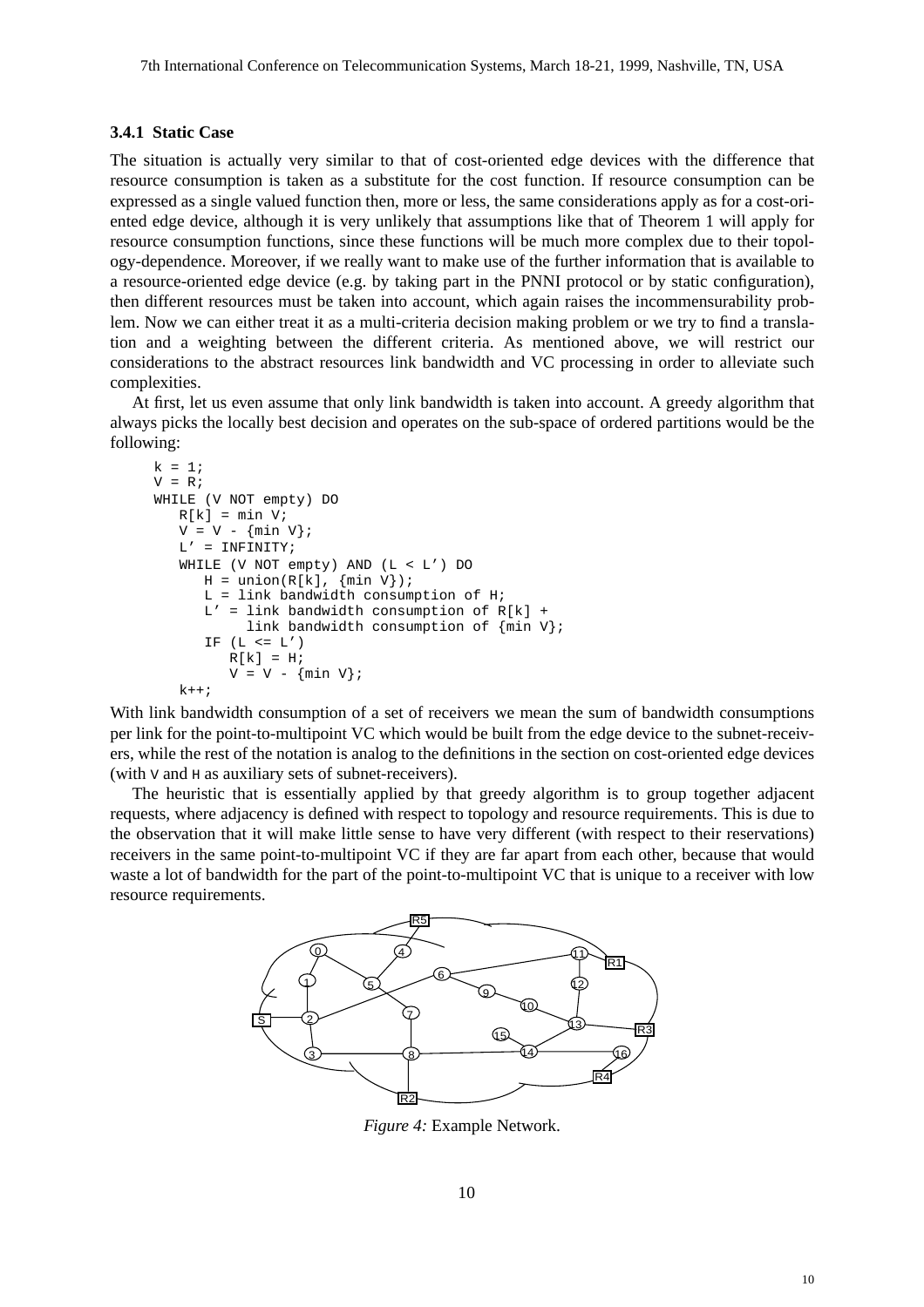### 3.4.1 Static Case

The situation is actually very similar to that of cost-oriented edge devices with the difference that resource consumption is taken as a substitute for the cost function. If resource consumption can be expressed as a single valued function then, more or less, the same considerations apply as for a cost-oriented edge device, although it is very unlikely that assumptions like that of Theorem 1 will apply for resource consumption functions, since these functions will be much more complex due to their topology-dependence. Moreover, if we really want to make use of the further information that is available to a resource-oriented edge device (e.g. by taking part in the PNNI protocol or by static configuration), then different resources must be taken into account, which again raises the incommensurability problem. Now we can either treat it as a multi-criteria decision making problem or we try to find a translation and a weighting between the different criteria. As mentioned above, we will restrict our considerations to the abstract resources link bandwidth and VC processing in order to alleviate such complexities.

At first, let us even assume that only link bandwidth is taken into account. A greedy algorithm that always picks the locally best decision and operates on the sub-space of ordered partitions would be the following:

```
k = 1;
V = R;
WHILE (V NOT empty) DO
   R[k] = min V;
   V = V - {min V};
   L' = INFINITY;
   WHILE (V NOT empty) AND (L < L') DO
      H = union(R[k], {min V});
      L = link bandwidth consumption of H;
      L' = link bandwidth consumption of R[k] +
           link bandwidth consumption of {min V};
      IF (L <= L')
         R[k] = H;
         V = V - {min V};
   k++;
```

With link bandwidth consumption of a set of receivers we mean the sum of bandwidth consumptions per link for the point-to-multipoint VC which would be built from the edge device to the subnet-receivers, while the rest of the notation is analog to the definitions in the section on cost-oriented edge devices (with V and H as auxiliary sets of subnet-receivers).

The heuristic that is essentially applied by that greedy algorithm is to group together adjacent requests, where adjacency is defined with respect to topology and resource requirements. This is due to the observation that it will make little sense to have very different (with respect to their reservations) receivers in the same point-to-multipoint VC if they are far apart from each other, because that would waste a lot of bandwidth for the part of the point-to-multipoint VC that is unique to a receiver with low resource requirements.

*Figure 4:* Example Network.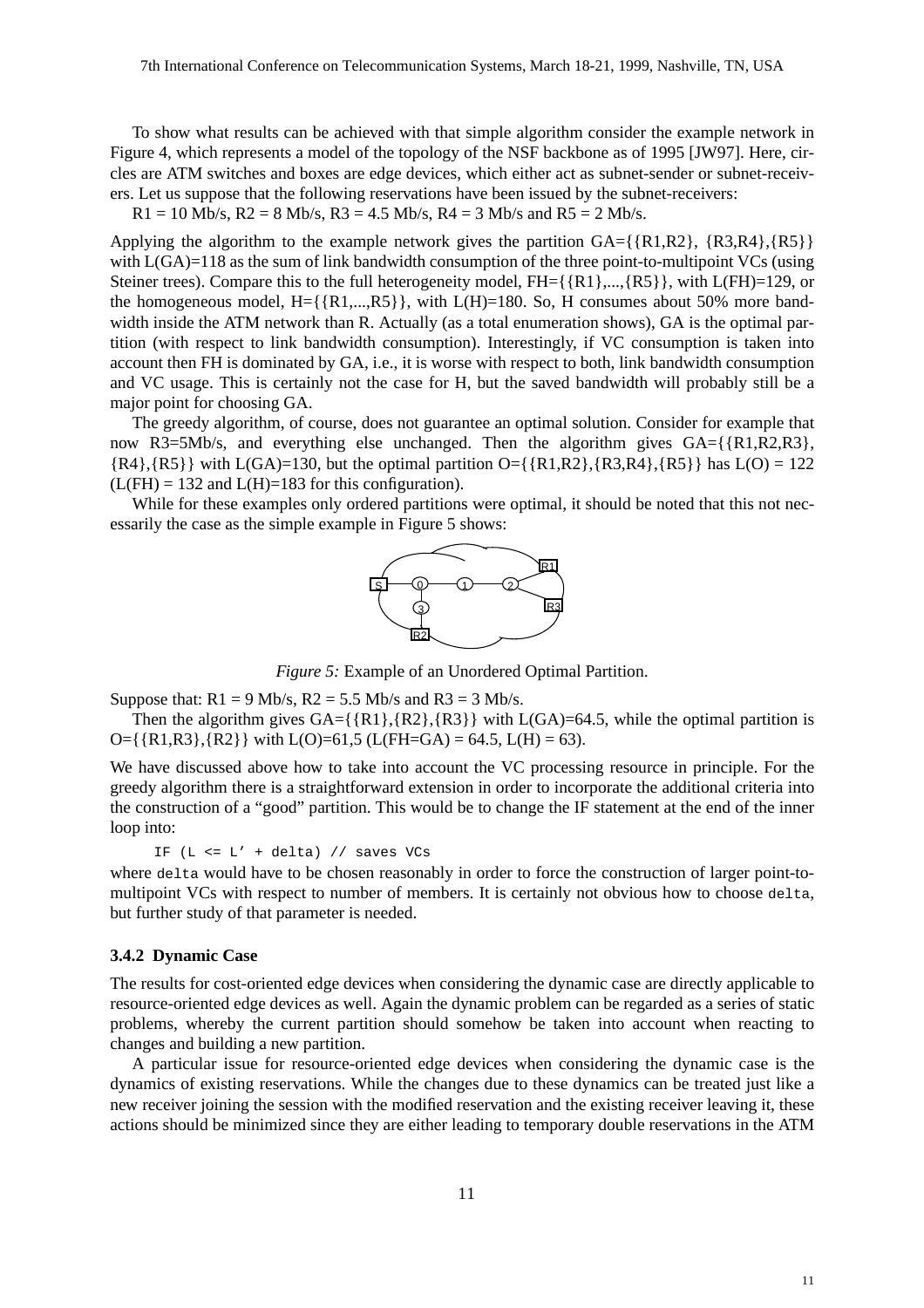To show what results can be achieved with that simple algorithm consider the example network in Figure 4, which represents a model of the topology of the NSF backbone as of 1995 [JW97]. Here, circles are ATM switches and boxes are edge devices, which either act as subnet-sender or subnet-receivers. Let us suppose that the following reservations have been issued by the subnet-receivers:

R1 = 10 Mb/s, R2 = 8 Mb/s, R3 = 4.5 Mb/s, R4 = 3 Mb/s and R5 = 2 Mb/s.

Applying the algorithm to the example network gives the partition GA={{R1,R2}, {R3,R4},{R5}} with L(GA)=118 as the sum of link bandwidth consumption of the three point-to-multipoint VCs (using Steiner trees). Compare this to the full heterogeneity model, FH={{R1},...,{R5}}, with L(FH)=129, or the homogeneous model, H={{R1,...,R5}}, with L(H)=180. So, H consumes about 50% more bandwidth inside the ATM network than R. Actually (as a total enumeration shows), GA is the optimal partition (with respect to link bandwidth consumption). Interestingly, if VC consumption is taken into account then FH is dominated by GA, i.e., it is worse with respect to both, link bandwidth consumption and VC usage. This is certainly not the case for H, but the saved bandwidth will probably still be a major point for choosing GA.

The greedy algorithm, of course, does not guarantee an optimal solution. Consider for example that now R3=5Mb/s, and everything else unchanged. Then the algorithm gives GA={{R1,R2,R3}, {R4},{R5}} with L(GA)=130, but the optimal partition O={{R1,R2},{R3,R4},{R5}} has L(O) = 122 (L(FH) = 132 and L(H)=183 for this configuration).

While for these examples only ordered partitions were optimal, it should be noted that this not necessarily the case as the simple example in Figure 5 shows:

*Figure 5:* Example of an Unordered Optimal Partition.

Suppose that: R1 = 9 Mb/s, R2 = 5.5 Mb/s and R3 = 3 Mb/s.

Then the algorithm gives GA={{R1},{R2},{R3}} with L(GA)=64.5, while the optimal partition is O={{R1,R3},{R2}} with L(O)=61,5 (L(FH=GA) = 64.5, L(H) = 63).

We have discussed above how to take into account the VC processing resource in principle. For the greedy algorithm there is a straightforward extension in order to incorporate the additional criteria into the construction of a "good" partition. This would be to change the IF statement at the end of the inner loop into:

```
IF (L <= L' + delta) // saves VCs
```

where `delta` would have to be chosen reasonably in order to force the construction of larger point-to-multipoint VCs with respect to number of members. It is certainly not obvious how to choose `delta`, but further study of that parameter is needed.

### 3.4.2 Dynamic Case

The results for cost-oriented edge devices when considering the dynamic case are directly applicable to resource-oriented edge devices as well. Again the dynamic problem can be regarded as a series of static problems, whereby the current partition should somehow be taken into account when reacting to changes and building a new partition.

A particular issue for resource-oriented edge devices when considering the dynamic case is the dynamics of existing reservations. While the changes due to these dynamics can be treated just like a new receiver joining the session with the modified reservation and the existing receiver leaving it, these actions should be minimized since they are either leading to temporary double reservations in the ATM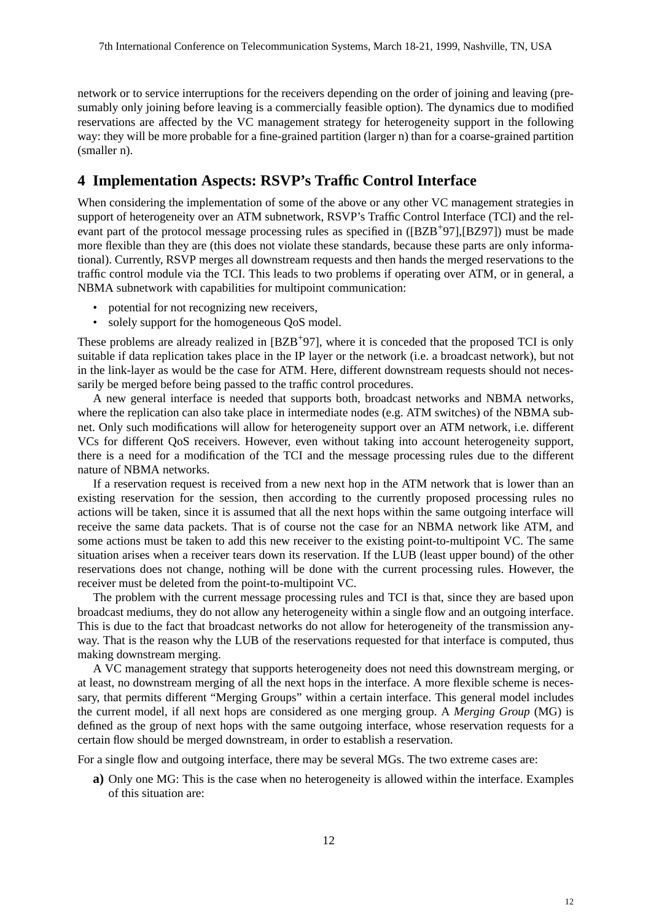network or to service interruptions for the receivers depending on the order of joining and leaving (presumably only joining before leaving is a commercially feasible option). The dynamics due to modified reservations are affected by the VC management strategy for heterogeneity support in the following way: they will be more probable for a fine-grained partition (larger n) than for a coarse-grained partition (smaller n).

## 4 Implementation Aspects: RSVP's Traffic Control Interface

When considering the implementation of some of the above or any other VC management strategies in support of heterogeneity over an ATM subnetwork, RSVP's Traffic Control Interface (TCI) and the relevant part of the protocol message processing rules as specified in ([BZB+97],[BZ97]) must be made more flexible than they are (this does not violate these standards, because these parts are only informational). Currently, RSVP merges all downstream requests and then hands the merged reservations to the traffic control module via the TCI. This leads to two problems if operating over ATM, or in general, a NBMA subnetwork with capabilities for multipoint communication:

- potential for not recognizing new receivers,
- solely support for the homogeneous QoS model.

These problems are already realized in [BZB+97], where it is conceded that the proposed TCI is only suitable if data replication takes place in the IP layer or the network (i.e. a broadcast network), but not in the link-layer as would be the case for ATM. Here, different downstream requests should not necessarily be merged before being passed to the traffic control procedures.

A new general interface is needed that supports both, broadcast networks and NBMA networks, where the replication can also take place in intermediate nodes (e.g. ATM switches) of the NBMA subnet. Only such modifications will allow for heterogeneity support over an ATM network, i.e. different VCs for different QoS receivers. However, even without taking into account heterogeneity support, there is a need for a modification of the TCI and the message processing rules due to the different nature of NBMA networks.

If a reservation request is received from a new next hop in the ATM network that is lower than an existing reservation for the session, then according to the currently proposed processing rules no actions will be taken, since it is assumed that all the next hops within the same outgoing interface will receive the same data packets. That is of course not the case for an NBMA network like ATM, and some actions must be taken to add this new receiver to the existing point-to-multipoint VC. The same situation arises when a receiver tears down its reservation. If the LUB (least upper bound) of the other reservations does not change, nothing will be done with the current processing rules. However, the receiver must be deleted from the point-to-multipoint VC.

The problem with the current message processing rules and TCI is that, since they are based upon broadcast mediums, they do not allow any heterogeneity within a single flow and an outgoing interface. This is due to the fact that broadcast networks do not allow for heterogeneity of the transmission anyway. That is the reason why the LUB of the reservations requested for that interface is computed, thus making downstream merging.

A VC management strategy that supports heterogeneity does not need this downstream merging, or at least, no downstream merging of all the next hops in the interface. A more flexible scheme is necessary, that permits different "Merging Groups" within a certain interface. This general model includes the current model, if all next hops are considered as one merging group. A *Merging Group* (MG) is defined as the group of next hops with the same outgoing interface, whose reservation requests for a certain flow should be merged downstream, in order to establish a reservation.

For a single flow and outgoing interface, there may be several MGs. The two extreme cases are:

**a)** Only one MG: This is the case when no heterogeneity is allowed within the interface. Examples of this situation are: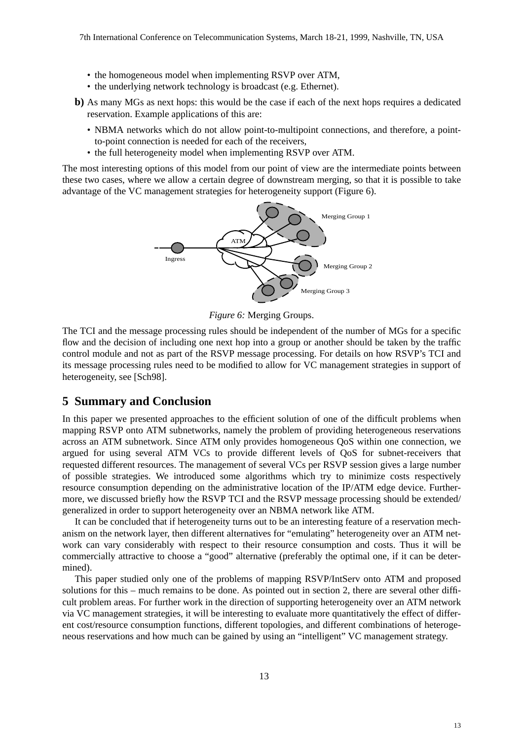- the homogeneous model when implementing RSVP over ATM,
- the underlying network technology is broadcast (e.g. Ethernet).

**b)** As many MGs as next hops: this would be the case if each of the next hops requires a dedicated reservation. Example applications of this are:

- NBMA networks which do not allow point-to-multipoint connections, and therefore, a point-to-point connection is needed for each of the receivers,
- the full heterogeneity model when implementing RSVP over ATM.

The most interesting options of this model from our point of view are the intermediate points between these two cases, where we allow a certain degree of downstream merging, so that it is possible to take advantage of the VC management strategies for heterogeneity support (Figure 6).

*Figure 6:* Merging Groups.

The TCI and the message processing rules should be independent of the number of MGs for a specific flow and the decision of including one next hop into a group or another should be taken by the traffic control module and not as part of the RSVP message processing. For details on how RSVP's TCI and its message processing rules need to be modified to allow for VC management strategies in support of heterogeneity, see [Sch98].

## 5 Summary and Conclusion

In this paper we presented approaches to the efficient solution of one of the difficult problems when mapping RSVP onto ATM subnetworks, namely the problem of providing heterogeneous reservations across an ATM subnetwork. Since ATM only provides homogeneous QoS within one connection, we argued for using several ATM VCs to provide different levels of QoS for subnet-receivers that requested different resources. The management of several VCs per RSVP session gives a large number of possible strategies. We introduced some algorithms which try to minimize costs respectively resource consumption depending on the administrative location of the IP/ATM edge device. Furthermore, we discussed briefly how the RSVP TCI and the RSVP message processing should be extended/generalized in order to support heterogeneity over an NBMA network like ATM.

It can be concluded that if heterogeneity turns out to be an interesting feature of a reservation mechanism on the network layer, then different alternatives for "emulating" heterogeneity over an ATM network can vary considerably with respect to their resource consumption and costs. Thus it will be commercially attractive to choose a "good" alternative (preferably the optimal one, if it can be determined).

This paper studied only one of the problems of mapping RSVP/IntServ onto ATM and proposed solutions for this – much remains to be done. As pointed out in section 2, there are several other difficult problem areas. For further work in the direction of supporting heterogeneity over an ATM network via VC management strategies, it will be interesting to evaluate more quantitatively the effect of different cost/resource consumption functions, different topologies, and different combinations of heterogeneous reservations and how much can be gained by using an "intelligent" VC management strategy.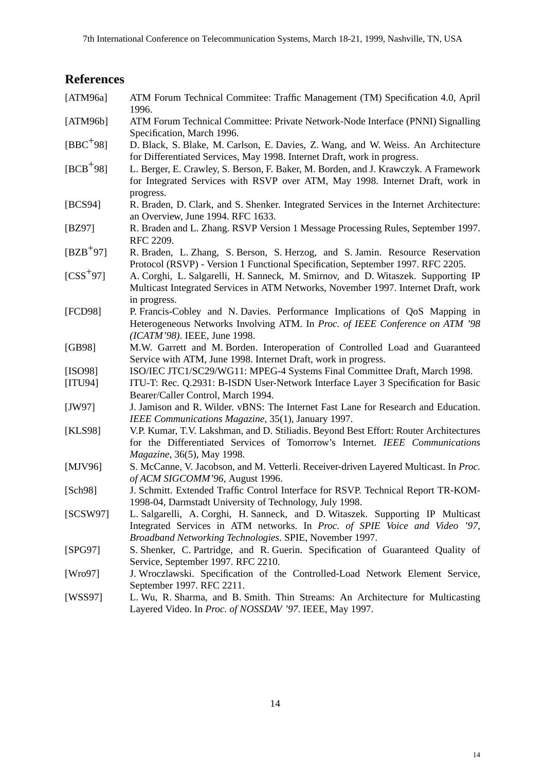## References

[ATM96a] ATM Forum Technical Commitee: Traffic Management (TM) Specification 4.0, April 1996.

[ATM96b] ATM Forum Technical Committee: Private Network-Node Interface (PNNI) Signalling Specification, March 1996.

[BBC+98] D. Black, S. Blake, M. Carlson, E. Davies, Z. Wang, and W. Weiss. An Architecture for Differentiated Services, May 1998. Internet Draft, work in progress.

[BCB+98] L. Berger, E. Crawley, S. Berson, F. Baker, M. Borden, and J. Krawczyk. A Framework for Integrated Services with RSVP over ATM, May 1998. Internet Draft, work in progress.

[BCS94] R. Braden, D. Clark, and S. Shenker. Integrated Services in the Internet Architecture: an Overview, June 1994. RFC 1633.

[BZ97] R. Braden and L. Zhang. RSVP Version 1 Message Processing Rules, September 1997. RFC 2209.

[BZB+97] R. Braden, L. Zhang, S. Berson, S. Herzog, and S. Jamin. Resource Reservation Protocol (RSVP) - Version 1 Functional Specification, September 1997. RFC 2205.

[CSS+97] A. Corghi, L. Salgarelli, H. Sanneck, M. Smirnov, and D. Witaszek. Supporting IP Multicast Integrated Services in ATM Networks, November 1997. Internet Draft, work in progress.

[FCD98] P. Francis-Cobley and N. Davies. Performance Implications of QoS Mapping in Heterogeneous Networks Involving ATM. In *Proc. of IEEE Conference on ATM '98 (ICATM'98)*. IEEE, June 1998.

[GB98] M.W. Garrett and M. Borden. Interoperation of Controlled Load and Guaranteed Service with ATM, June 1998. Internet Draft, work in progress.

[ISO98] ISO/IEC JTC1/SC29/WG11: MPEG-4 Systems Final Committee Draft, March 1998.

[ITU94] ITU-T: Rec. Q.2931: B-ISDN User-Network Interface Layer 3 Specification for Basic Bearer/Caller Control, March 1994.

[JW97] J. Jamison and R. Wilder. vBNS: The Internet Fast Lane for Research and Education. *IEEE Communications Magazine*, 35(1), January 1997.

[KLS98] V.P. Kumar, T.V. Lakshman, and D. Stiliadis. Beyond Best Effort: Router Architectures for the Differentiated Services of Tomorrow's Internet. *IEEE Communications Magazine*, 36(5), May 1998.

[MJV96] S. McCanne, V. Jacobson, and M. Vetterli. Receiver-driven Layered Multicast. In *Proc. of ACM SIGCOMM'96*, August 1996.

[Sch98] J. Schmitt. Extended Traffic Control Interface for RSVP. Technical Report TR-KOM-1998-04, Darmstadt University of Technology, July 1998.

[SCSW97] L. Salgarelli, A. Corghi, H. Sanneck, and D. Witaszek. Supporting IP Multicast Integrated Services in ATM networks. In *Proc. of SPIE Voice and Video '97, Broadband Networking Technologies*. SPIE, November 1997.

[SPG97] S. Shenker, C. Partridge, and R. Guerin. Specification of Guaranteed Quality of Service, September 1997. RFC 2210.

[Wro97] J. Wroczlawski. Specification of the Controlled-Load Network Element Service, September 1997. RFC 2211.

[WSS97] L. Wu, R. Sharma, and B. Smith. Thin Streams: An Architecture for Multicasting Layered Video. In *Proc. of NOSSDAV '97*. IEEE, May 1997.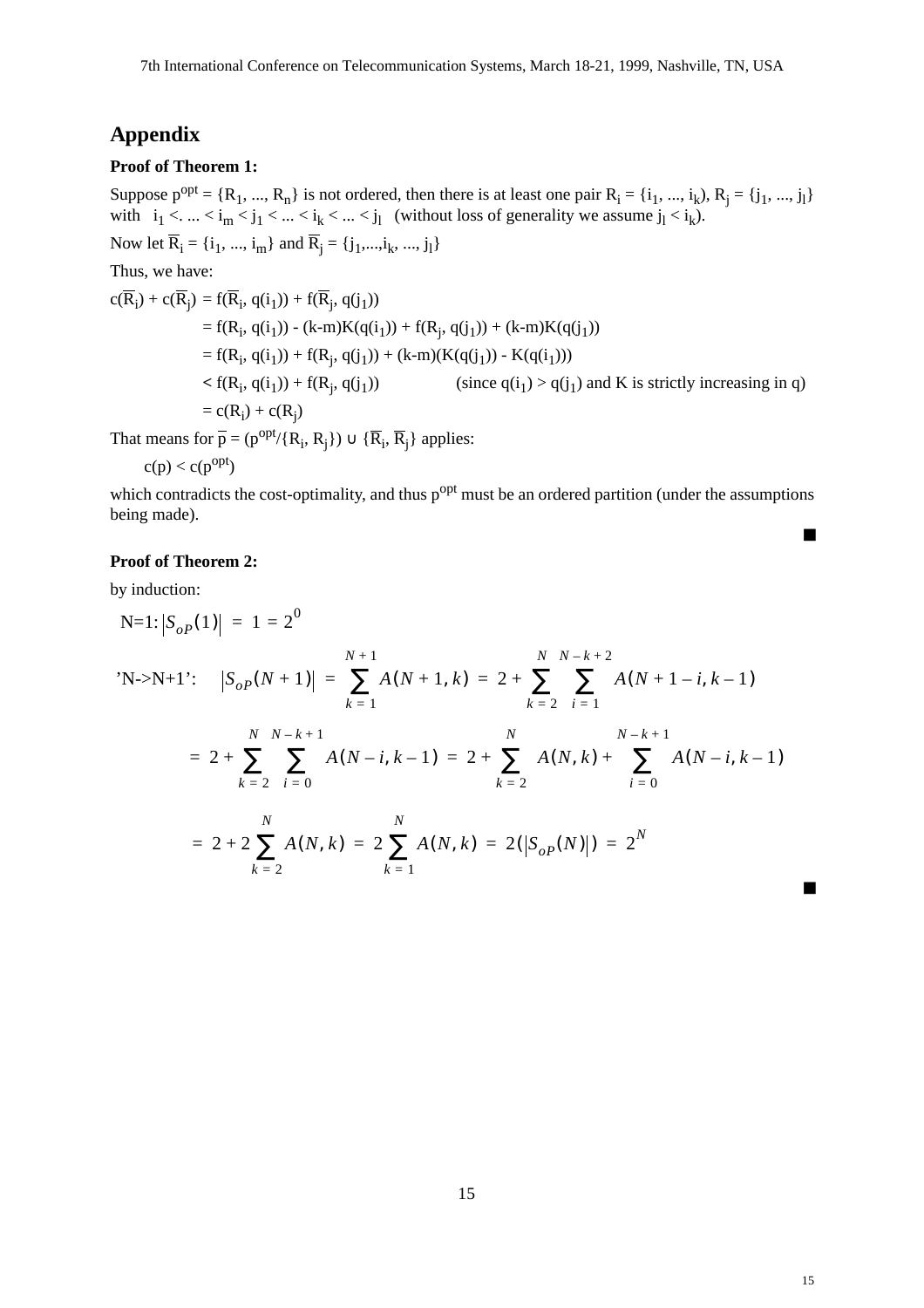## Appendix

**Proof of Theorem 1:**

Suppose $p^{opt} = \{R_1, ..., R_n\}$ is not ordered, then there is at least one pair $R_i = \{i_1, ..., i_k\}$, $R_j = \{j_1, ..., j_l\}$ with $i_1 <. ... < i_m < j_1 < ... < i_k < ... < j_l$ (without loss of generality we assume $j_l < i_k$).

Now let $\overline{R}_i = \{i_1, ..., i_m\}$ and $\overline{R}_j = \{j_1,...,i_k, ..., j_l\}$

Thus, we have:

$$
\begin{aligned}
c(\overline{R}_i) + c(\overline{R}_j) &= f(\overline{R}_i, q(i_1)) + f(\overline{R}_j, q(j_1)) \\
&= f(R_i, q(i_1)) - (k-m)K(q(i_1)) + f(R_j, q(j_1)) + (k-m)K(q(j_1)) \\
&= f(R_i, q(i_1)) + f(R_j, q(j_1)) + (k-m)(K(q(j_1)) - K(q(i_1))) \\
&< f(R_i, q(i_1)) + f(R_j, q(j_1)) \qquad \text{(since } q(i_1) > q(j_1) \text{ and K is strictly increasing in q)} \\
&= c(R_i) + c(R_j)
\end{aligned}
$$

That means for $\overline{p} = (p^{opt}/\{R_i, R_j\}) \cup \{\overline{R}_i, \overline{R}_j\}$ applies:

$c(p) < c(p^{opt})$

which contradicts the cost-optimality, and thus $p^{opt}$ must be an ordered partition (under the assumptions being made).

■

**Proof of Theorem 2:**

by induction:

N=1: $\left|S_{oP}(1)\right| = 1 = 2^0$

'N->N+1': $\left|S_{oP}(N+1)\right| = \sum_{k=1}^{N+1} A(N+1,k) = 2 + \sum_{k=2}^{N} \sum_{i=1}^{N-k+2} A(N+1-i, k-1)$

$$
= 2 + \sum_{k=2}^{N} \sum_{i=0}^{N-k+1} A(N-i, k-1) = 2 + \sum_{k=2}^{N} A(N,k) + \sum_{i=0}^{N-k+1} A(N-i, k-1)
$$

$$
= 2 + 2\sum_{k=2}^{N} A(N,k) = 2\sum_{k=1}^{N} A(N,k) = 2(\left|S_{oP}(N)\right|) = 2^N
$$

■